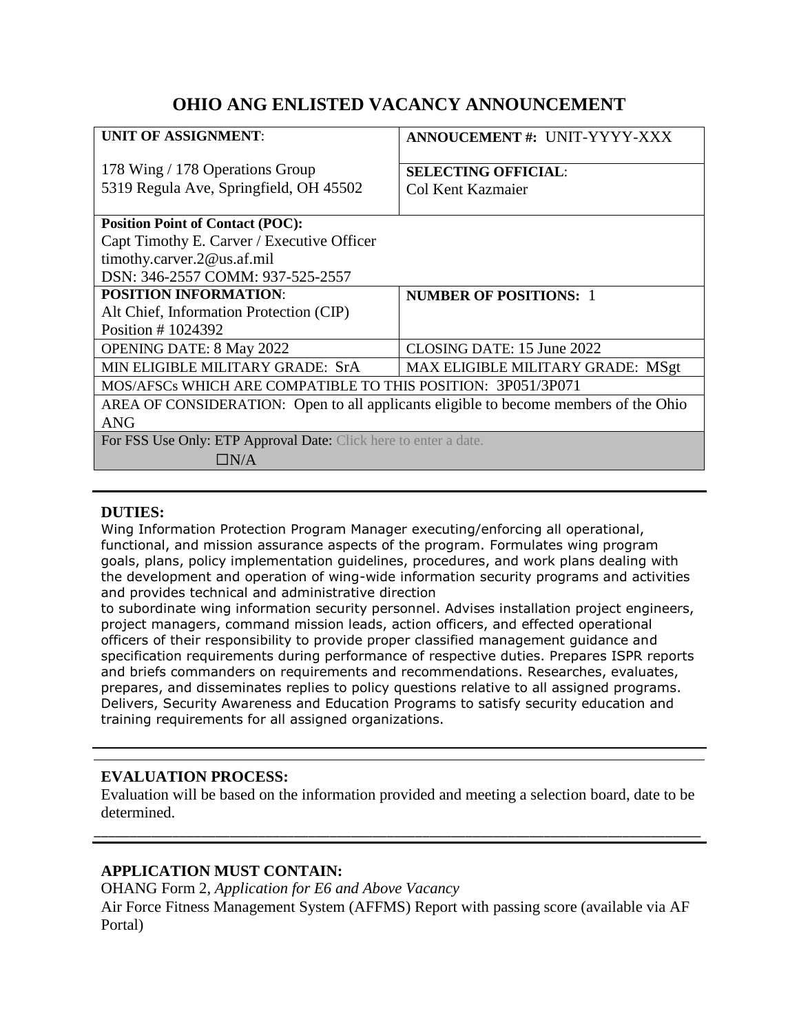# OHIO ANG ENLISTED VACANCY ANNOUNCEMENT

| **UNIT OF ASSIGNMENT**:<br><br>178 Wing / 178 Operations Group<br>5319 Regula Ave, Springfield, OH 45502 | **ANNOUCEMENT #:** UNIT-YYYY-XXX<br><br>**SELECTING OFFICIAL**:<br>Col Kent Kazmaier |
|---|---|
| **Position Point of Contact (POC):**<br>Capt Timothy E. Carver / Executive Officer<br>timothy.carver.2@us.af.mil<br>DSN: 346-2557 COMM: 937-525-2557 | |
| **POSITION INFORMATION**:<br>Alt Chief, Information Protection (CIP)<br>Position # 1024392 | **NUMBER OF POSITIONS:** 1 |
| OPENING DATE: 8 May 2022 | CLOSING DATE: 15 June 2022 |
| MIN ELIGIBLE MILITARY GRADE: SrA | MAX ELIGIBLE MILITARY GRADE: MSgt |
| MOS/AFSCs WHICH ARE COMPATIBLE TO THIS POSITION: 3P051/3P071 | |
| AREA OF CONSIDERATION: Open to all applicants eligible to become members of the Ohio ANG | |
| For FSS Use Only: ETP Approval Date: Click here to enter a date.<br>☐N/A | |

**DUTIES:**

Wing Information Protection Program Manager executing/enforcing all operational, functional, and mission assurance aspects of the program. Formulates wing program goals, plans, policy implementation guidelines, procedures, and work plans dealing with the development and operation of wing-wide information security programs and activities and provides technical and administrative direction to subordinate wing information security personnel. Advises installation project engineers, project managers, command mission leads, action officers, and effected operational officers of their responsibility to provide proper classified management guidance and specification requirements during performance of respective duties. Prepares ISPR reports and briefs commanders on requirements and recommendations. Researches, evaluates, prepares, and disseminates replies to policy questions relative to all assigned programs. Delivers, Security Awareness and Education Programs to satisfy security education and training requirements for all assigned organizations.

**EVALUATION PROCESS:**

Evaluation will be based on the information provided and meeting a selection board, date to be determined.

**APPLICATION MUST CONTAIN:**

OHANG Form 2, *Application for E6 and Above Vacancy*

Air Force Fitness Management System (AFFMS) Report with passing score (available via AF Portal)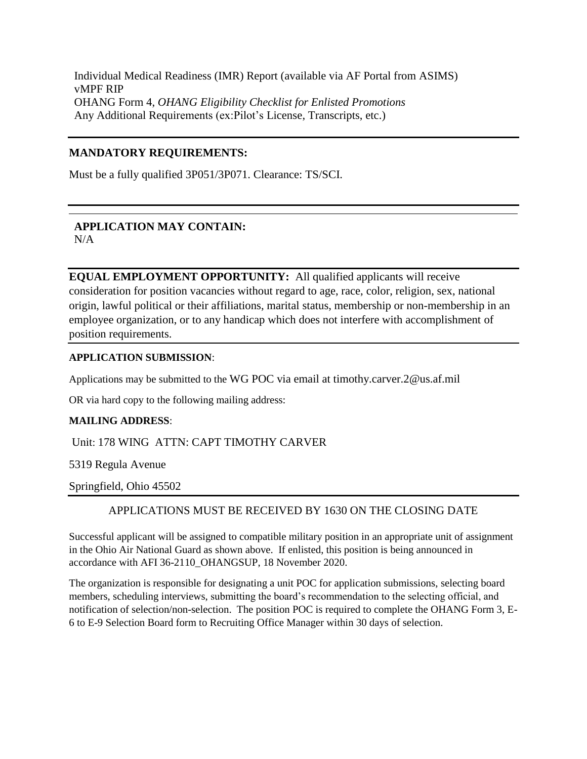Individual Medical Readiness (IMR) Report (available via AF Portal from ASIMS)
vMPF RIP
OHANG Form 4, *OHANG Eligibility Checklist for Enlisted Promotions*
Any Additional Requirements (ex:Pilot's License, Transcripts, etc.)

**MANDATORY REQUIREMENTS:**

Must be a fully qualified 3P051/3P071. Clearance: TS/SCI.

**APPLICATION MAY CONTAIN:**
N/A

**EQUAL EMPLOYMENT OPPORTUNITY:** All qualified applicants will receive consideration for position vacancies without regard to age, race, color, religion, sex, national origin, lawful political or their affiliations, marital status, membership or non-membership in an employee organization, or to any handicap which does not interfere with accomplishment of position requirements.

**APPLICATION SUBMISSION**:

Applications may be submitted to the WG POC via email at timothy.carver.2@us.af.mil

OR via hard copy to the following mailing address:

**MAILING ADDRESS**:

Unit: 178 WING ATTN: CAPT TIMOTHY CARVER

5319 Regula Avenue

Springfield, Ohio 45502

APPLICATIONS MUST BE RECEIVED BY 1630 ON THE CLOSING DATE

Successful applicant will be assigned to compatible military position in an appropriate unit of assignment in the Ohio Air National Guard as shown above. If enlisted, this position is being announced in accordance with AFI 36-2110_OHANGSUP, 18 November 2020.

The organization is responsible for designating a unit POC for application submissions, selecting board members, scheduling interviews, submitting the board's recommendation to the selecting official, and notification of selection/non-selection. The position POC is required to complete the OHANG Form 3, E-6 to E-9 Selection Board form to Recruiting Office Manager within 30 days of selection.